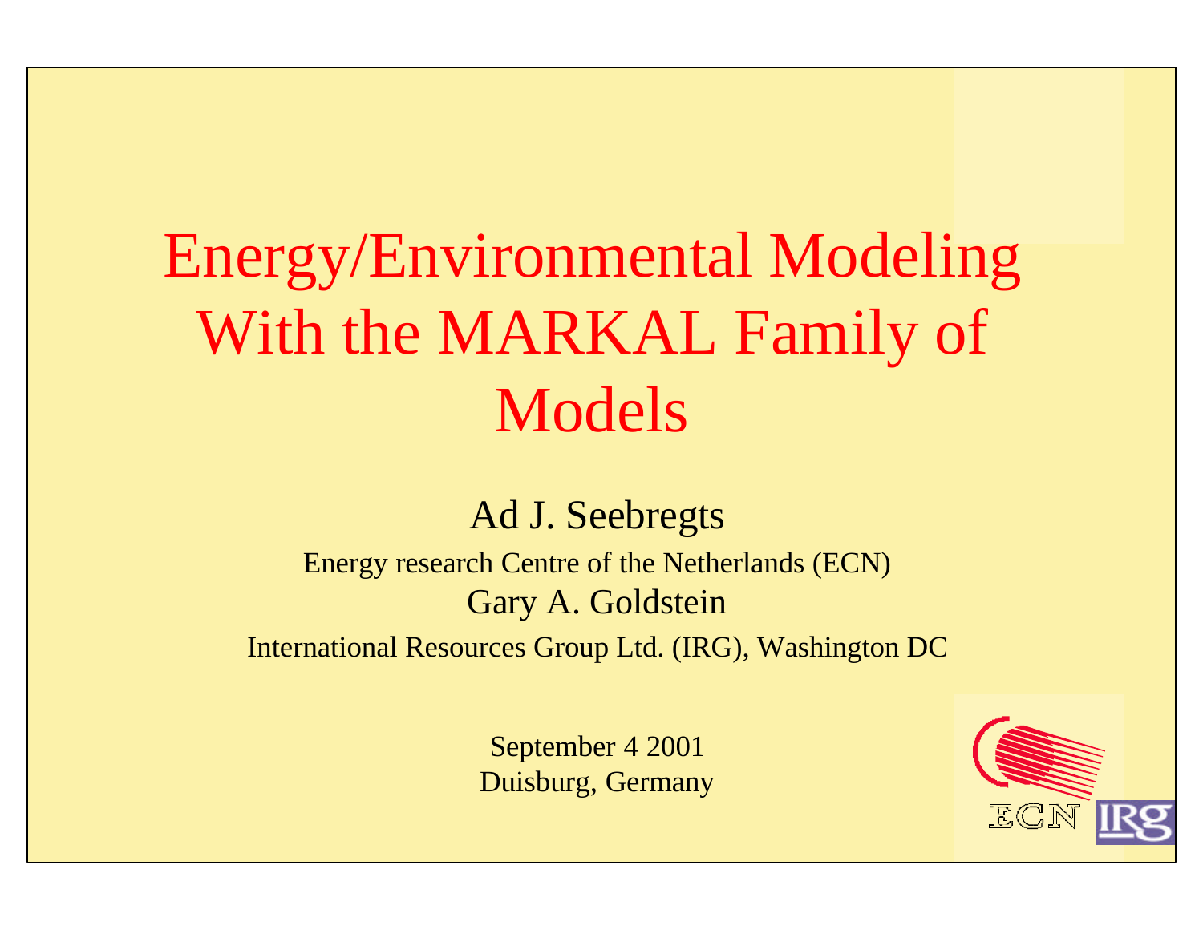# Energy/Environmental Modeling With the MARKAL Family of Models

Ad J. Seebregts

Energy research Centre of the Netherlands (ECN)

Gary A. Goldstein

International Resources Group Ltd. (IRG), Washington DC

September 4 2001

Duisburg, Germany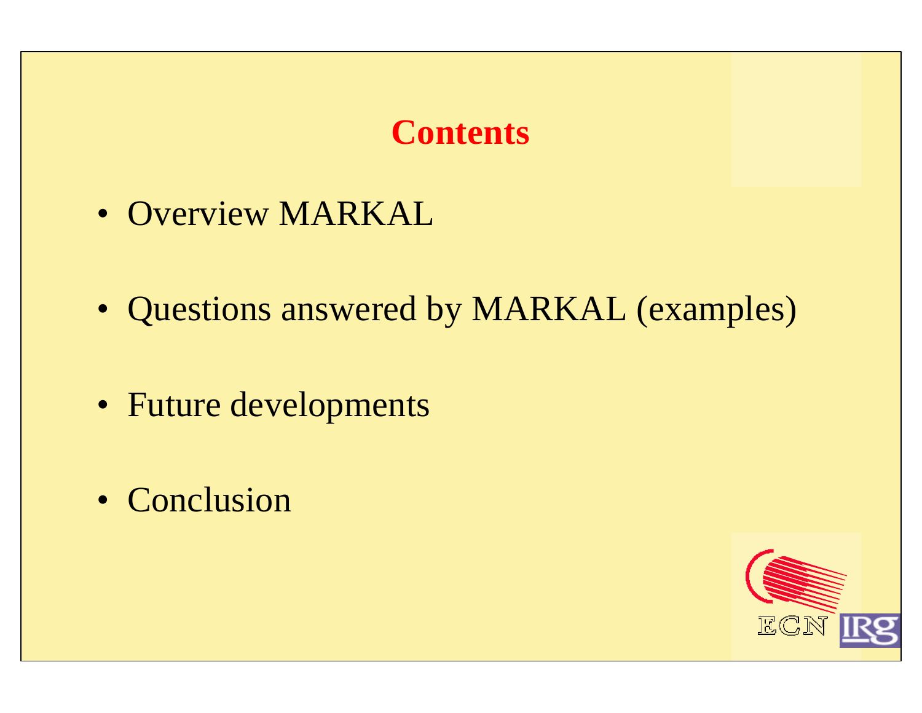# Contents

- Overview MARKAL
- Questions answered by MARKAL (examples)
- Future developments
- Conclusion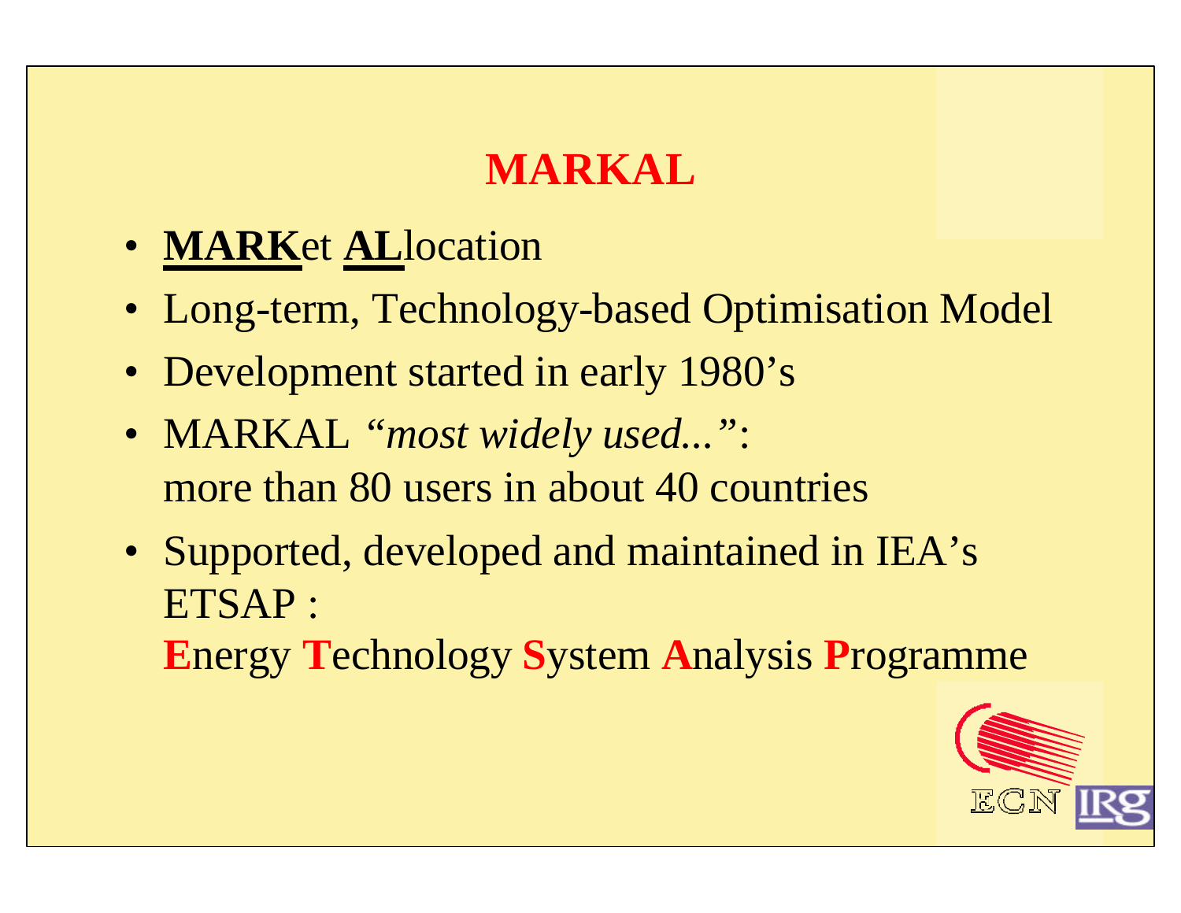# MARKAL

- **MARK**et **AL**location
- Long-term, Technology-based Optimisation Model
- Development started in early 1980's
- MARKAL *"most widely used..."*:
  more than 80 users in about 40 countries
- Supported, developed and maintained in IEA's ETSAP :
  **E**nergy **T**echnology **S**ystem **A**nalysis **P**rogramme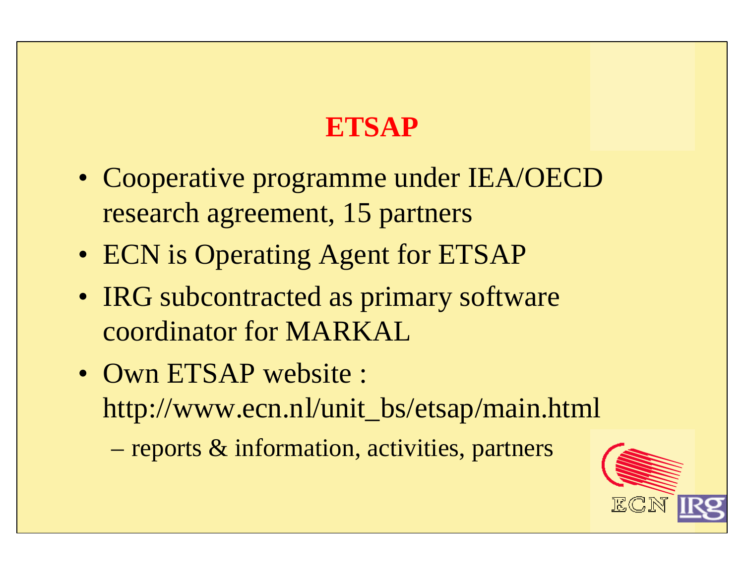# ETSAP

- Cooperative programme under IEA/OECD research agreement, 15 partners
- ECN is Operating Agent for ETSAP
- IRG subcontracted as primary software coordinator for MARKAL
- Own ETSAP website : http://www.ecn.nl/unit_bs/etsap/main.html
  - reports & information, activities, partners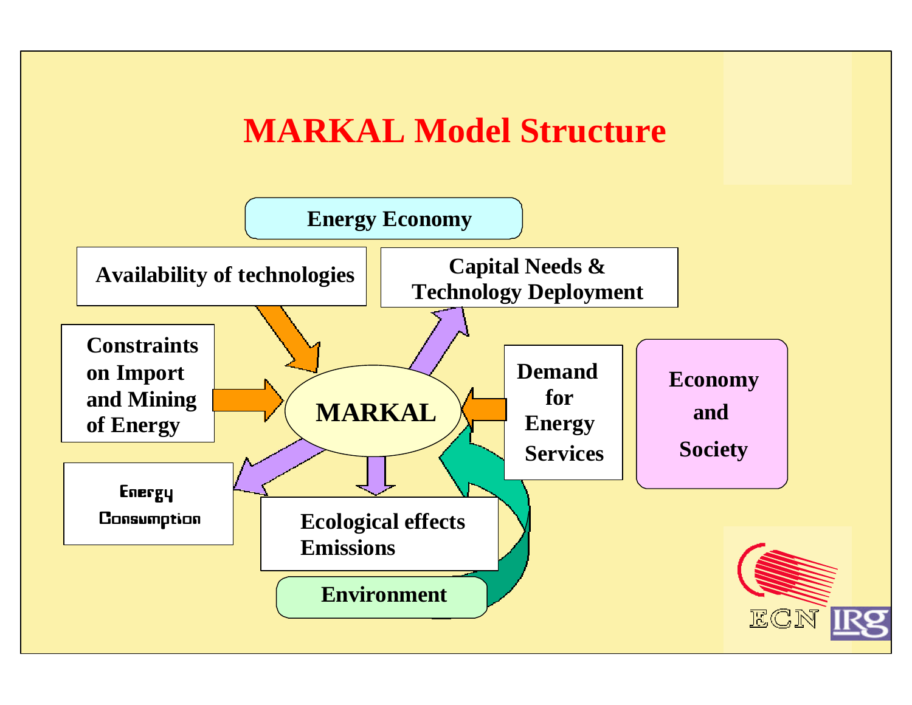# MARKAL Model Structure

- Energy Economy
- Availability of technologies
- Capital Needs & Technology Deployment
- Constraints on Import and Mining of Energy
- MARKAL
- Demand for Energy Services
- Economy and Society
- Energy Consumption
- Ecological effects Emissions
- Environment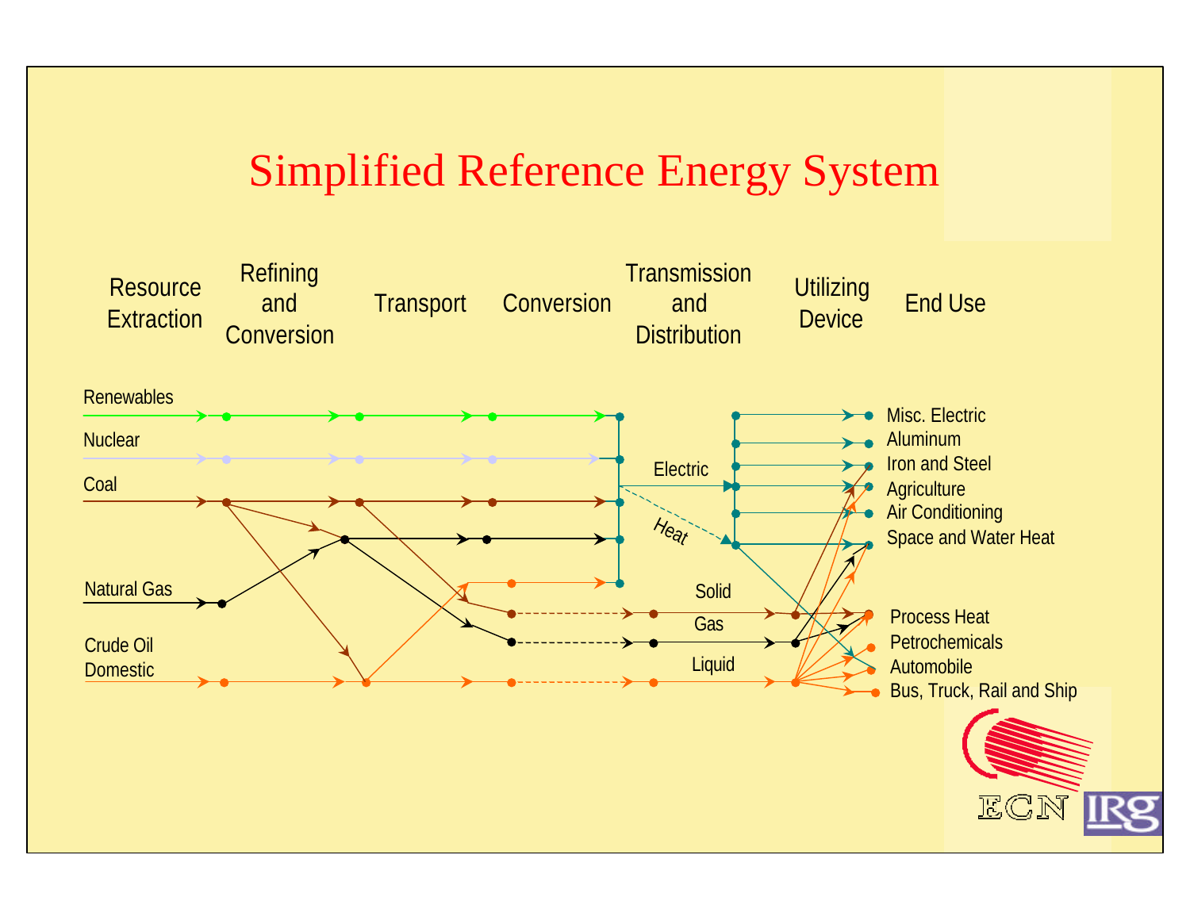# Simplified Reference Energy System

Resource Extraction | Refining and Conversion | Transport | Conversion | Transmission and Distribution | Utilizing Device | End Use

Renewables

Nuclear

Coal

Natural Gas

Crude Oil Domestic

Electric

Heat

Solid

Gas

Liquid

Misc. Electric

Aluminum

Iron and Steel

Agriculture

Air Conditioning

Space and Water Heat

Process Heat

Petrochemicals

Automobile

Bus, Truck, Rail and Ship

ECN IRG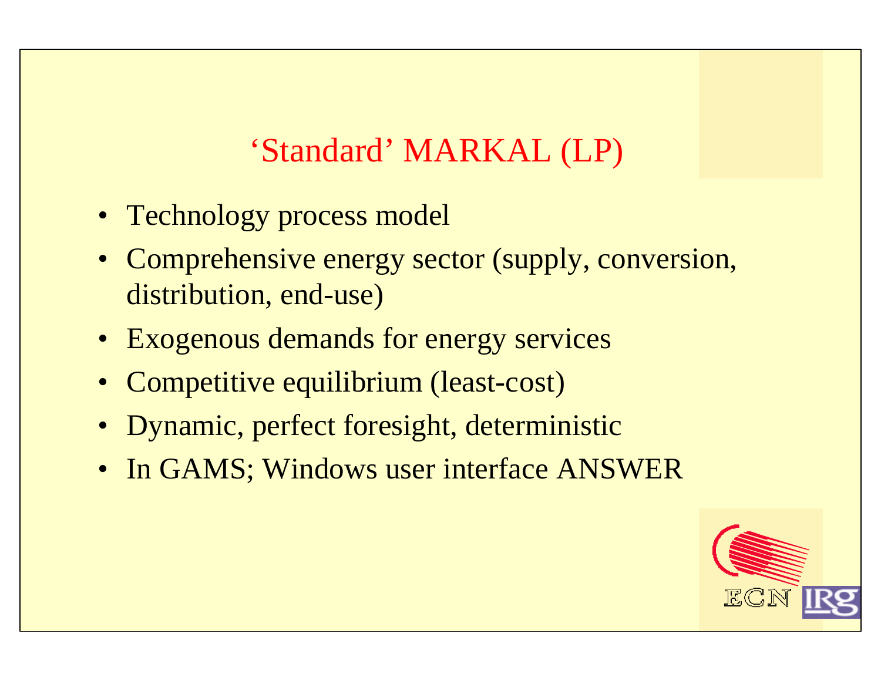# ‘Standard’ MARKAL (LP)

- Technology process model
- Comprehensive energy sector (supply, conversion, distribution, end-use)
- Exogenous demands for energy services
- Competitive equilibrium (least-cost)
- Dynamic, perfect foresight, deterministic
- In GAMS; Windows user interface ANSWER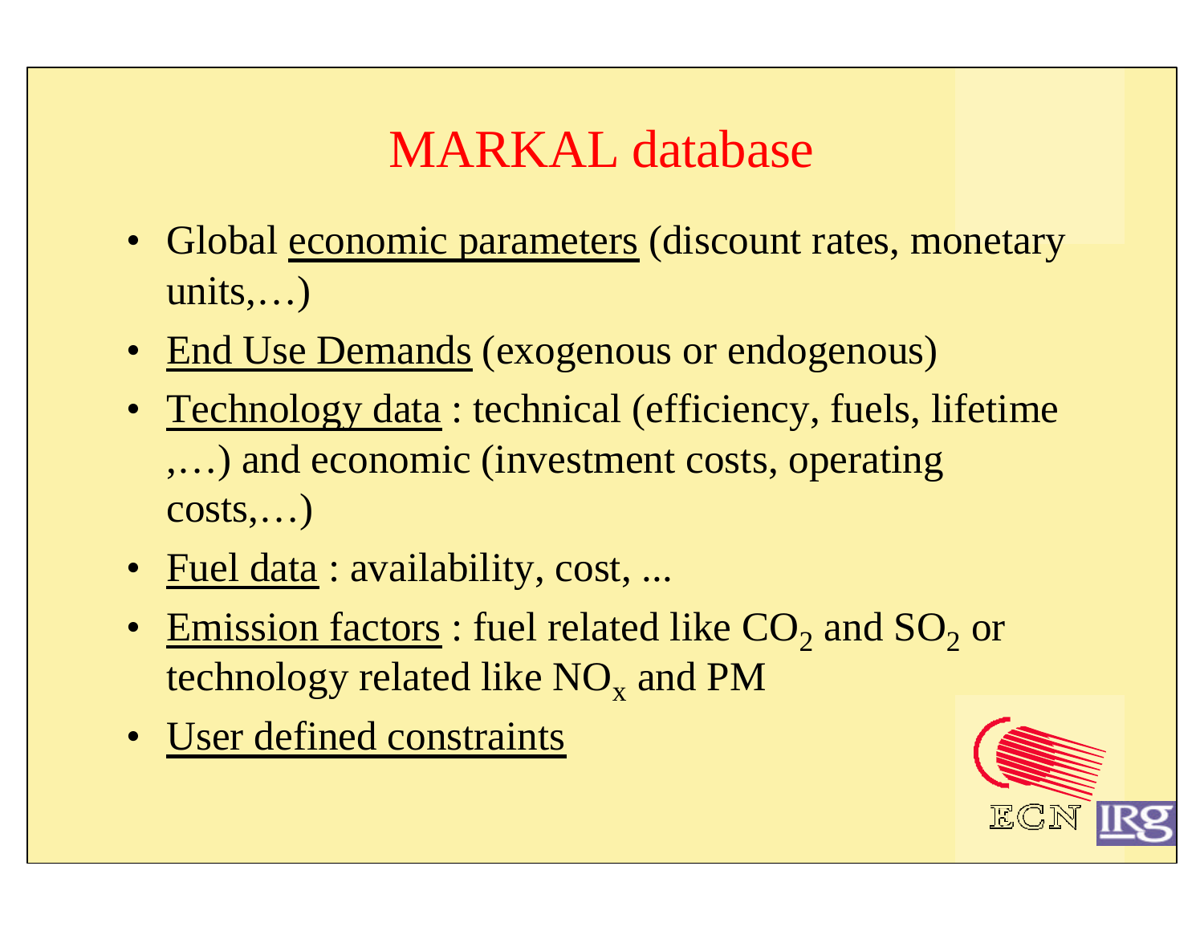# MARKAL database

- Global economic parameters (discount rates, monetary units,…)
- End Use Demands (exogenous or endogenous)
- Technology data : technical (efficiency, fuels, lifetime ,…) and economic (investment costs, operating costs,…)
- Fuel data : availability, cost, ...
- Emission factors : fuel related like $CO_2$ and $SO_2$ or technology related like $NO_x$ and PM
- User defined constraints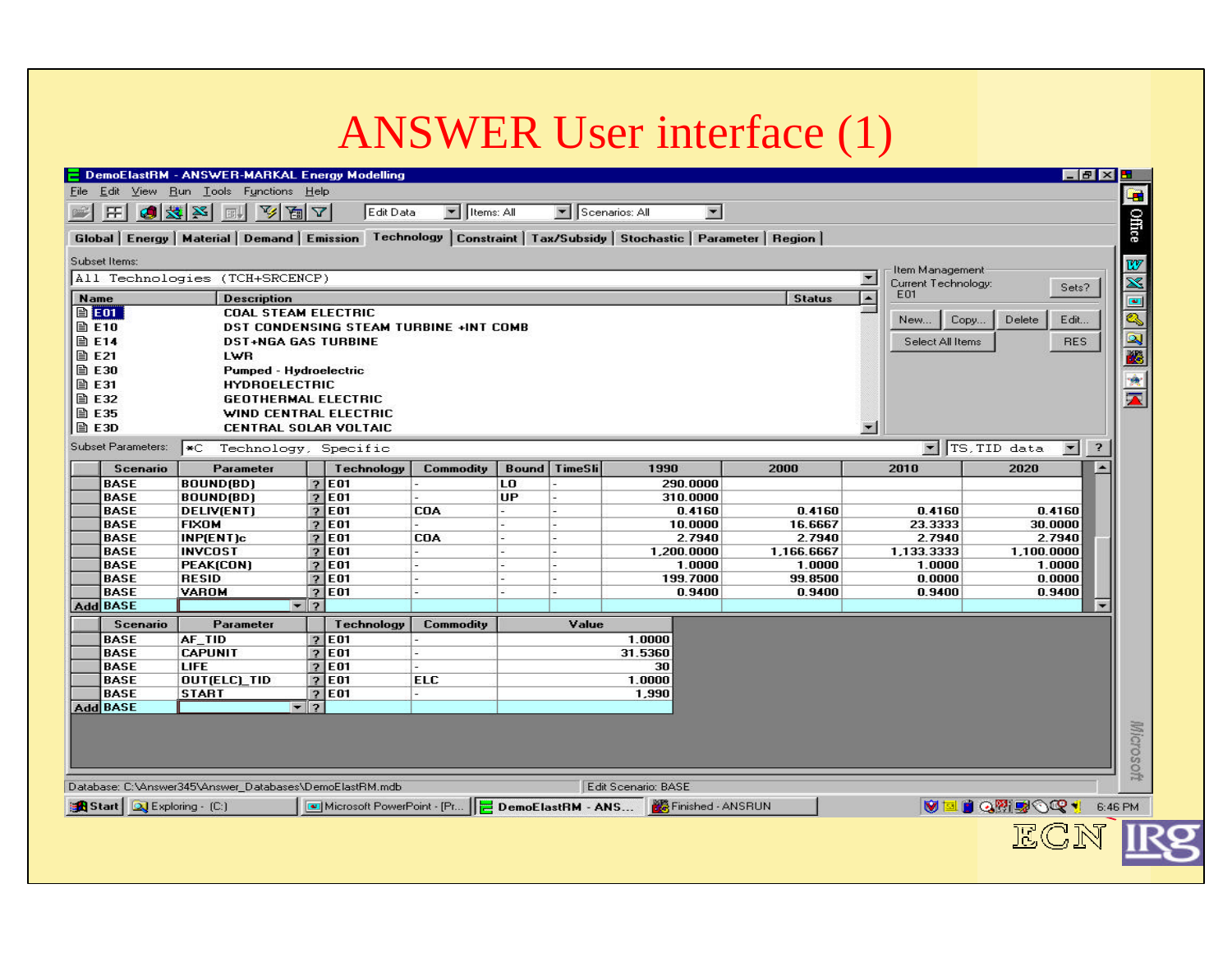# ANSWER User interface (1)

DemoElastRM - ANSWER-MARKAL Energy Modelling

File Edit View Run Tools Functions Help

Edit Data | Items: All | Scenarios: All

Global | Energy | Material | Demand | Emission | Technology | Constraint | Tax/Subsidy | Stochastic | Parameter | Region

Subset Items: All Technologies (TCH+SRCENCP)

| Name | Description | Status |
|---|---|---|
| E01 | COAL STEAM ELECTRIC | |
| E10 | DST CONDENSING STEAM TURBINE +INT COMB | |
| E14 | DST+NGA GAS TURBINE | |
| E21 | LWR | |
| E30 | Pumped - Hydroelectric | |
| E31 | HYDROELECTRIC | |
| E32 | GEOTHERMAL ELECTRIC | |
| E35 | WIND CENTRAL ELECTRIC | |
| E3D | CENTRAL SOLAR VOLTAIC | |

Item Management — Current Technology: E01 — Sets? — New... Copy... Delete Edit... — Select All Items — RES

Subset Parameters: *C Technology, Specific — TS, TID data

| Scenario | Parameter | Technology | Commodity | Bound | TimeSli | 1990 | 2000 | 2010 | 2020 |
|---|---|---|---|---|---|---|---|---|---|
| BASE | BOUND(BD) | E01 | - | LO | - | 290.0000 | | | |
| BASE | BOUND(BD) | E01 | - | UP | - | 310.0000 | | | |
| BASE | DELIV(ENT) | E01 | COA | - | - | 0.4160 | 0.4160 | 0.4160 | 0.4160 |
| BASE | FIXOM | E01 | - | - | - | 10.0000 | 16.6667 | 23.3333 | 30.0000 |
| BASE | INP(ENT)c | E01 | COA | - | - | 2.7940 | 2.7940 | 2.7940 | 2.7940 |
| BASE | INVCOST | E01 | - | - | - | 1,200.0000 | 1,166.6667 | 1,133.3333 | 1,100.0000 |
| BASE | PEAK(CON) | E01 | - | - | - | 1.0000 | 1.0000 | 1.0000 | 1.0000 |
| BASE | RESID | E01 | - | - | - | 199.7000 | 99.8500 | 0.0000 | 0.0000 |
| BASE | VAROM | E01 | - | - | - | 0.9400 | 0.9400 | 0.9400 | 0.9400 |
| Add BASE | | | | | | | | | |

| Scenario | Parameter | Technology | Commodity | Value |
|---|---|---|---|---|
| BASE | AF_TID | E01 | - | 1.0000 |
| BASE | CAPUNIT | E01 | - | 31.5360 |
| BASE | LIFE | E01 | - | 30 |
| BASE | OUT(ELC)_TID | E01 | ELC | 1.0000 |
| BASE | START | E01 | - | 1,990 |
| Add BASE | | | | |

Database: C:\Answer345\Answer_Databases\DemoElastRM.mdb — Edit Scenario: BASE

ECN IRG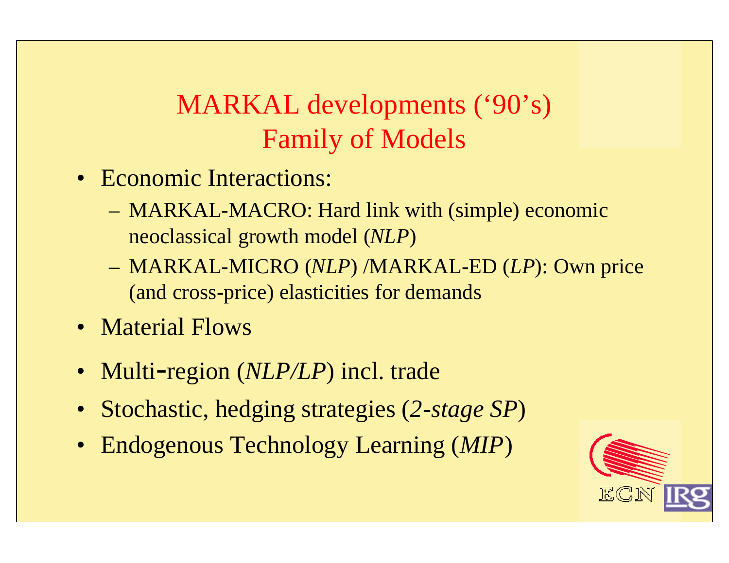# MARKAL developments ('90's)
## Family of Models

- Economic Interactions:
  - MARKAL-MACRO: Hard link with (simple) economic neoclassical growth model (*NLP*)
  - MARKAL-MICRO (*NLP*) /MARKAL-ED (*LP*): Own price (and cross-price) elasticities for demands
- Material Flows
- Multi-region (*NLP/LP*) incl. trade
- Stochastic, hedging strategies (*2-stage SP*)
- Endogenous Technology Learning (*MIP*)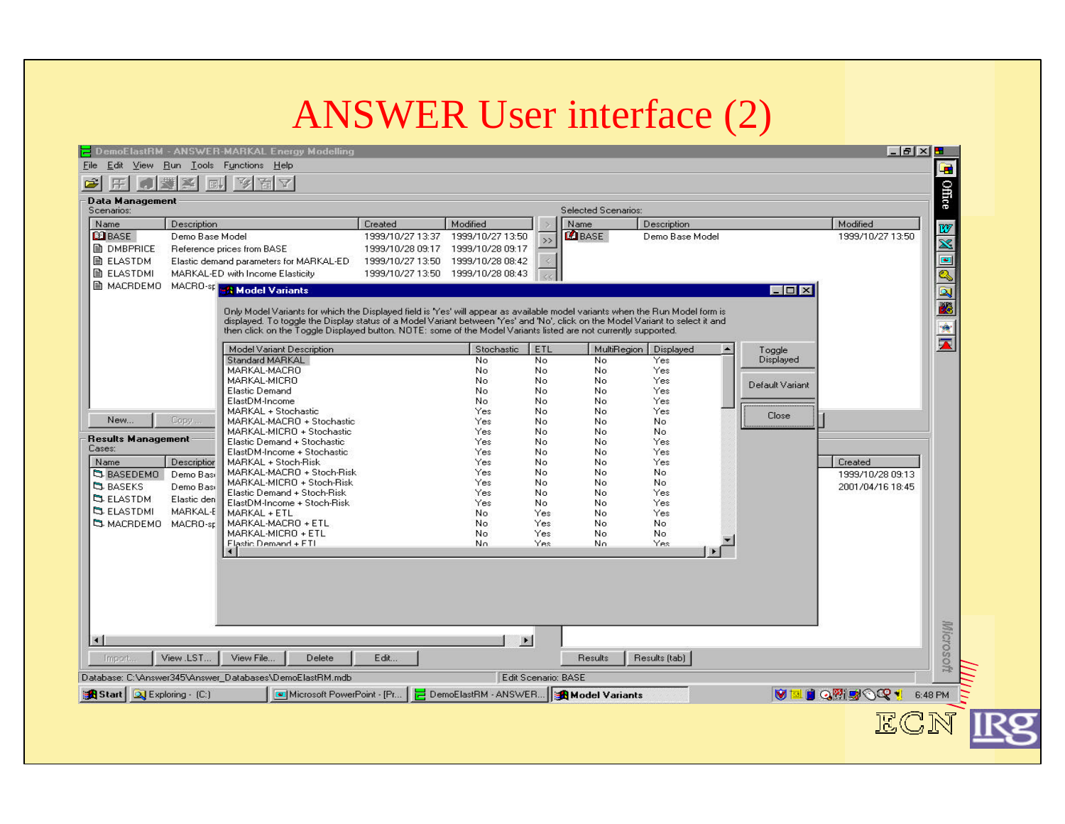# ANSWER User interface (2)

DemoElastRM - ANSWER-MARKAL Energy Modelling

File Edit View Run Tools Functions Help

**Data Management**

Scenarios:

| Name | Description | Created | Modified |
|---|---|---|---|
| BASE | Demo Base Model | 1999/10/27 13:37 | 1999/10/27 13:50 |
| DMBPRICE | Reference prices from BASE | 1999/10/28 09:17 | 1999/10/28 09:17 |
| ELASTDM | Elastic demand parameters for MARKAL-ED | 1999/10/27 13:50 | 1999/10/28 08:42 |
| ELASTDMI | MARKAL-ED with Income Elasticity | 1999/10/27 13:50 | 1999/10/28 08:43 |
| MACRDEMO | MACRO-sp | | |

Selected Scenarios:

| Name | Description | Modified |
|---|---|---|
| BASE | Demo Base Model | 1999/10/27 13:50 |

**Model Variants**

Only Model Variants for which the Displayed field is 'Yes' will appear as available model variants when the Run Model form is displayed. To toggle the Display status of a Model Variant between 'Yes' and 'No', click on the Model Variant to select it and then click on the Toggle Displayed button. NOTE: some of the Model Variants listed are not currently supported.

| Model Variant Description | Stochastic | ETL | MultiRegion | Displayed |
|---|---|---|---|---|
| Standard MARKAL | No | No | No | Yes |
| MARKAL-MACRO | No | No | No | Yes |
| MARKAL-MICRO | No | No | No | Yes |
| Elastic Demand | No | No | No | Yes |
| ElastDM-Income | No | No | No | Yes |
| MARKAL + Stochastic | Yes | No | No | Yes |
| MARKAL-MACRO + Stochastic | Yes | No | No | No |
| MARKAL-MICRO + Stochastic | Yes | No | No | No |
| Elastic Demand + Stochastic | Yes | No | No | Yes |
| ElastDM-Income + Stochastic | Yes | No | No | Yes |
| MARKAL + Stoch-Risk | Yes | No | No | Yes |
| MARKAL-MACRO + Stoch-Risk | Yes | No | No | No |
| MARKAL-MICRO + Stoch-Risk | Yes | No | No | No |
| Elastic Demand + Stoch-Risk | Yes | No | No | Yes |
| ElastDM-Income + Stoch-Risk | Yes | No | No | Yes |
| MARKAL + ETL | No | Yes | No | Yes |
| MARKAL-MACRO + ETL | No | Yes | No | No |
| MARKAL-MICRO + ETL | No | Yes | No | No |
| Elastic Demand + ETL | No | Yes | No | Yes |

Toggle Displayed | Default Variant | Close

New... | Copy...

**Results Management**

Cases:

| Name | Description | Created |
|---|---|---|
| BASEDEMO | Demo Bas | 1999/10/28 09:13 |
| BASEKS | Demo Bas | 2001/04/16 18:45 |
| ELASTDM | Elastic den | |
| ELASTDMI | MARKAL-E | |
| MACRDEMO | MACRO-sp | |

Import... | View .LST... | View File... | Delete | Edit... | Results | Results (tab)

Database: C:\Answer345\Answer_Databases\DemoElastRM.mdb | Edit Scenario: BASE

Start | Exploring - (C:) | Microsoft PowerPoint - [Pr... | DemoElastRM - ANSWER... | Model Variants | 6:48 PM

ECN IRG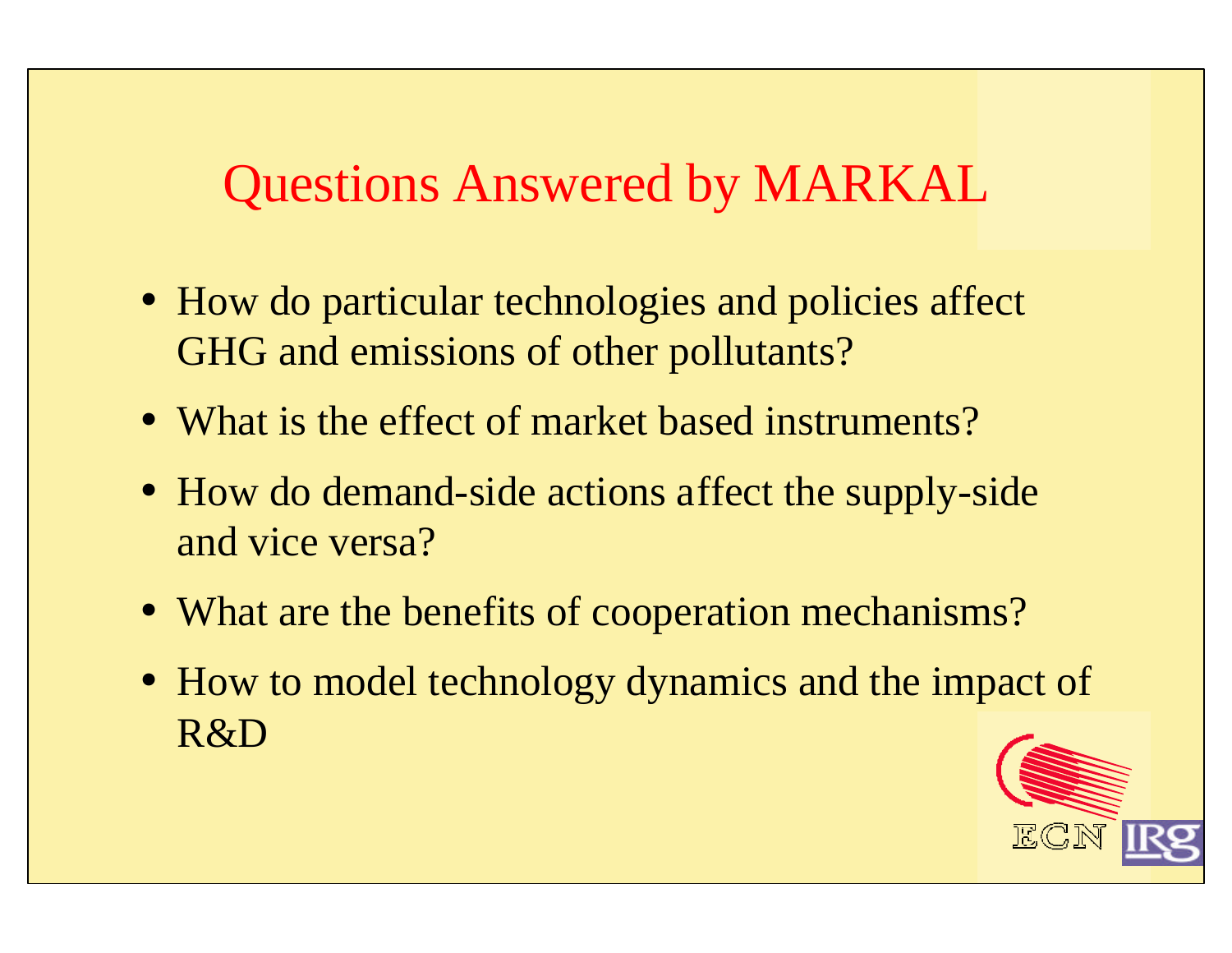# Questions Answered by MARKAL

- How do particular technologies and policies affect GHG and emissions of other pollutants?
- What is the effect of market based instruments?
- How do demand-side actions affect the supply-side and vice versa?
- What are the benefits of cooperation mechanisms?
- How to model technology dynamics and the impact of R&D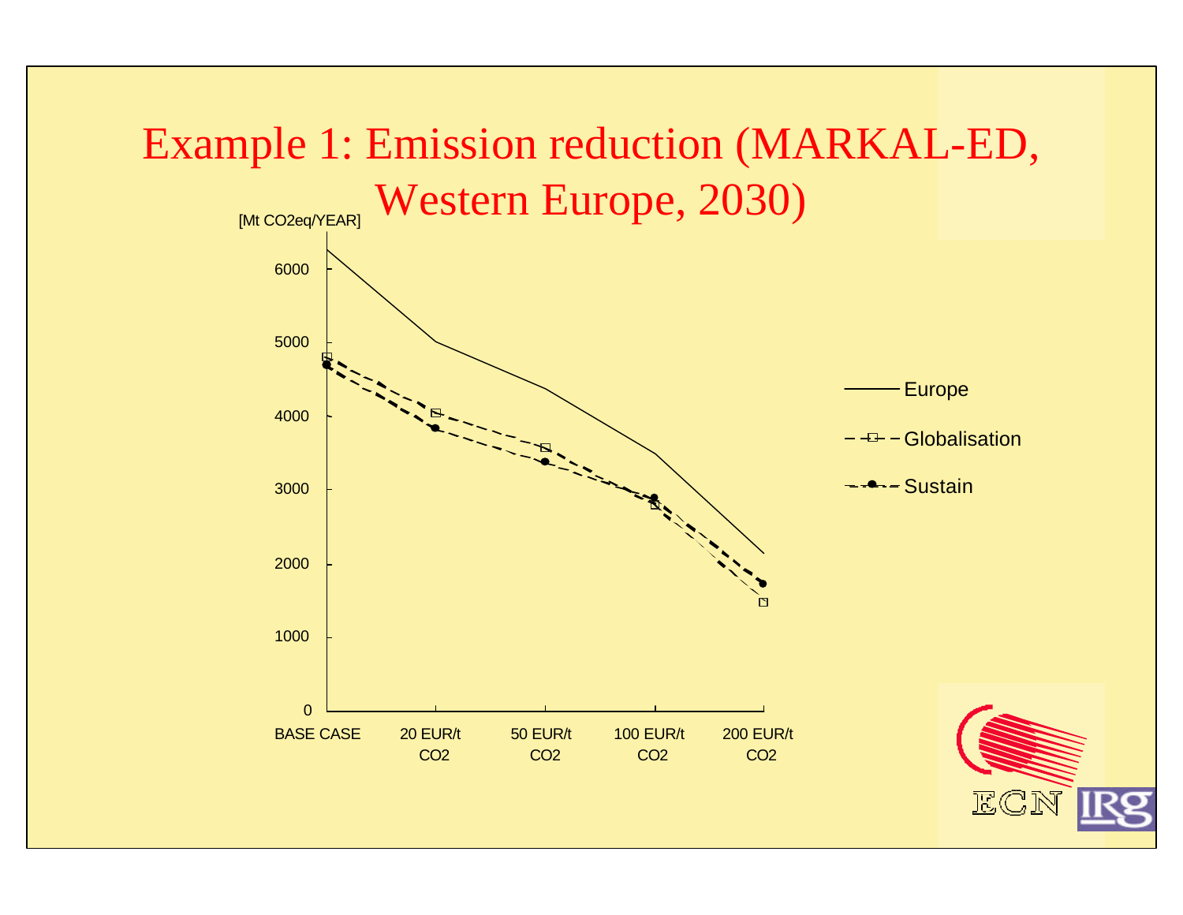# Example 1: Emission reduction (MARKAL-ED, Western Europe, 2030)

[Mt CO2eq/YEAR]

6000

5000

4000

3000

2000

1000

0

BASE CASE | 20 EUR/t CO2 | 50 EUR/t CO2 | 100 EUR/t CO2 | 200 EUR/t CO2

Europe

Globalisation

Sustain

ECN IRG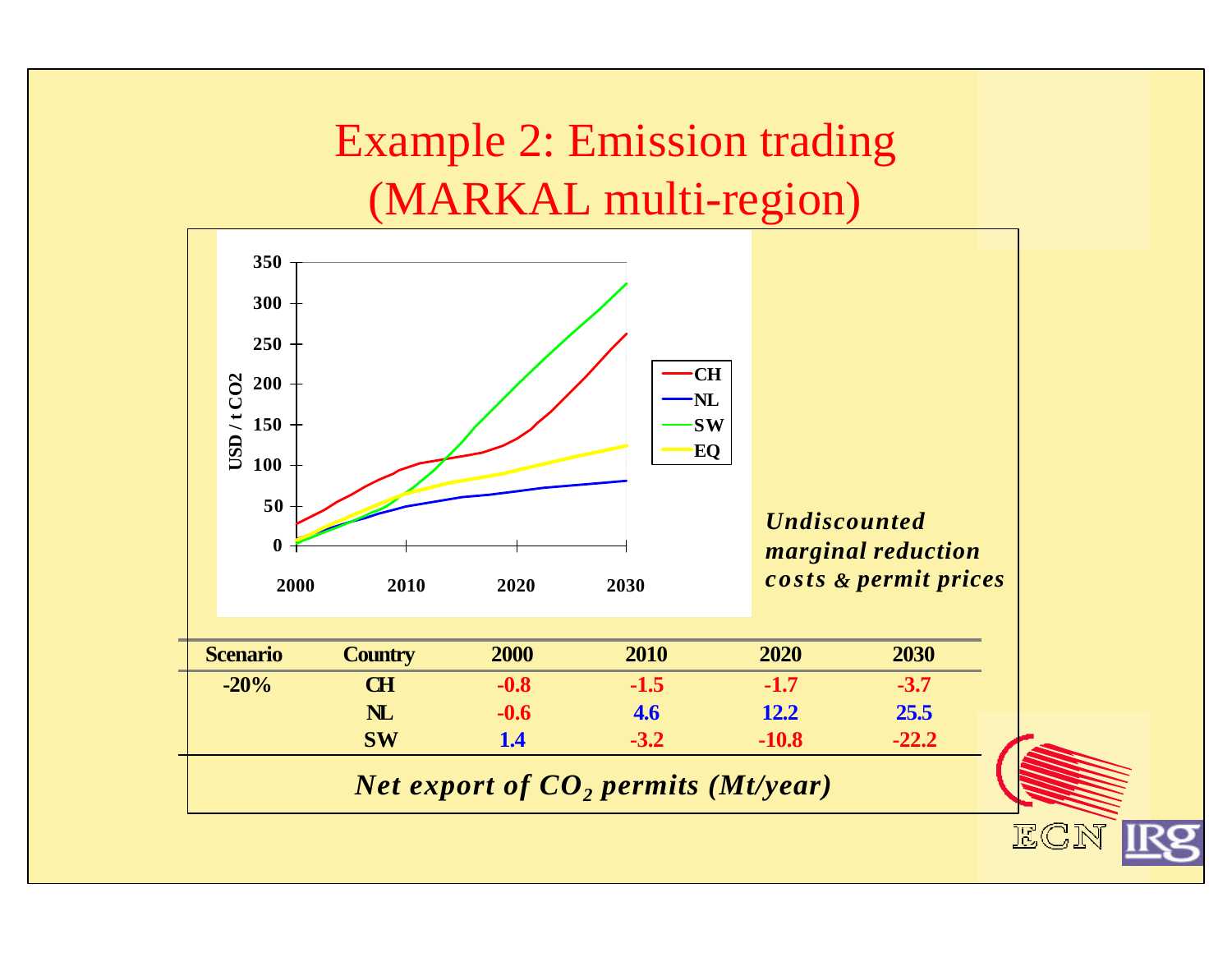# Example 2: Emission trading (MARKAL multi-region)

*Undiscounted marginal reduction costs & permit prices*

| Scenario | Country | 2000 | 2010 | 2020 | 2030 |
|---|---|---|---|---|---|
| -20% | CH | -0.8 | -1.5 | -1.7 | -3.7 |
| | NL | -0.6 | 4.6 | 12.2 | 25.5 |
| | SW | 1.4 | -3.2 | -10.8 | -22.2 |

*Net export of $CO_2$ permits (Mt/year)*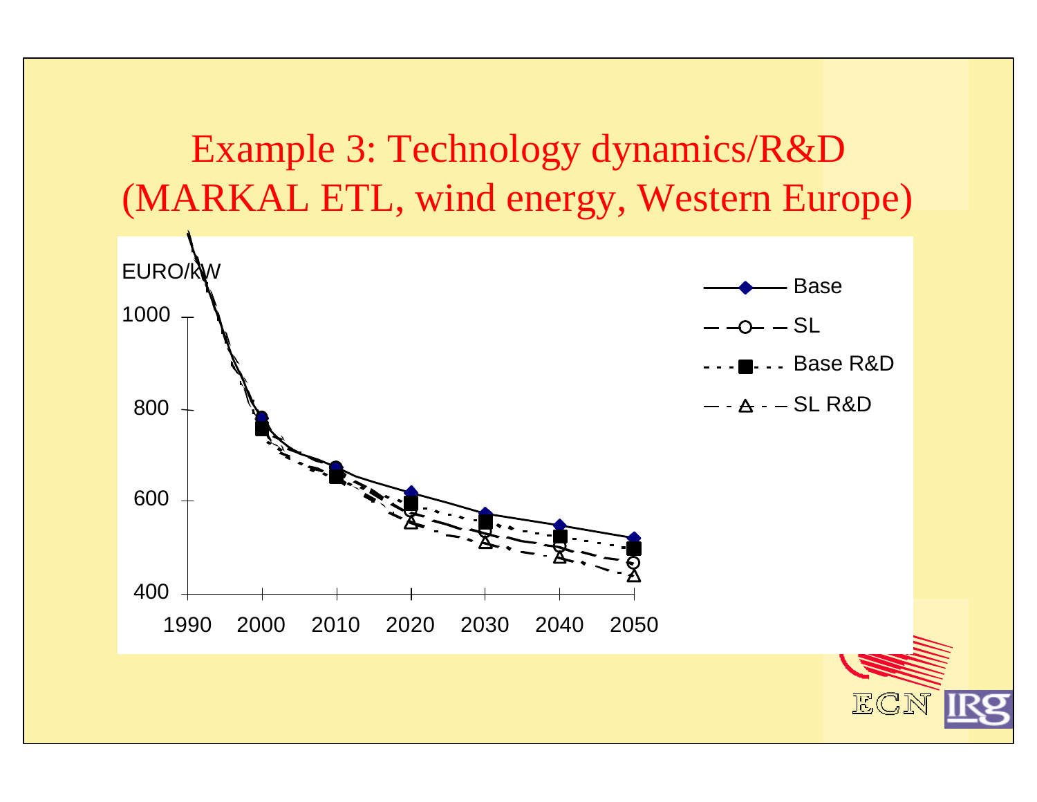# Example 3: Technology dynamics/R&D (MARKAL ETL, wind energy, Western Europe)

EURO/kW

1000

800

600

400

1990 2000 2010 2020 2030 2040 2050

Base

SL

Base R&D

SL R&D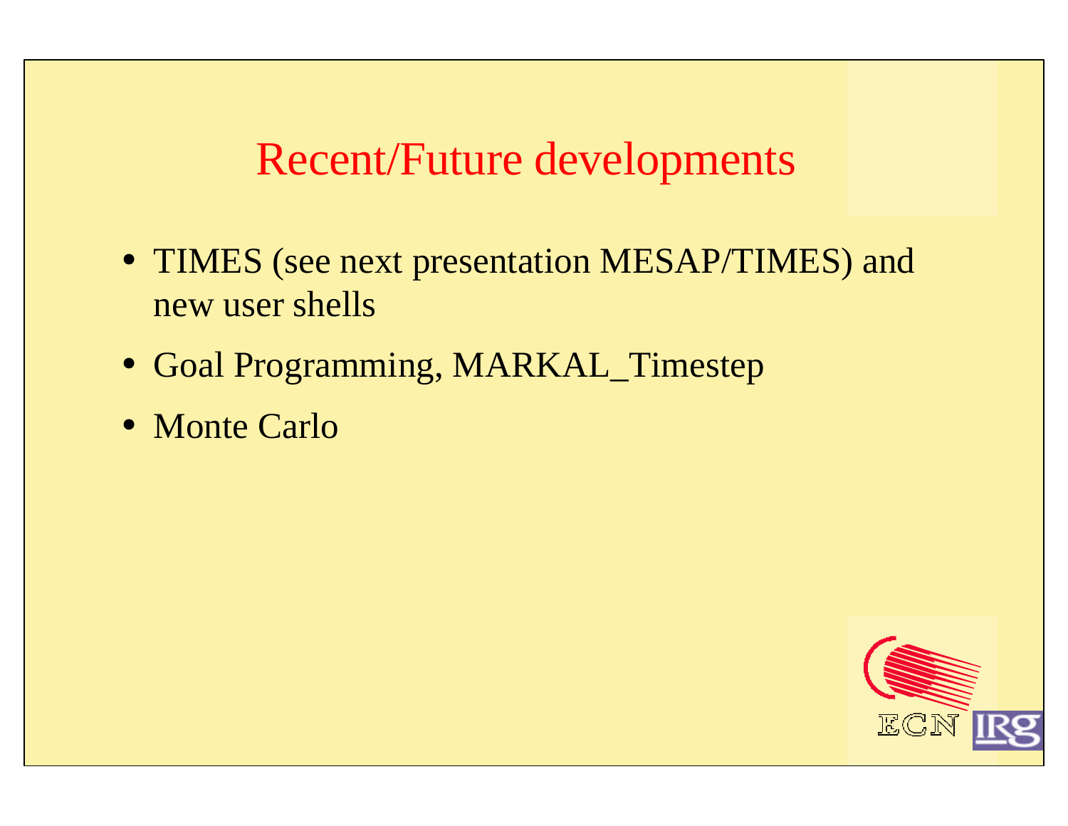# Recent/Future developments

- TIMES (see next presentation MESAP/TIMES) and new user shells
- Goal Programming, MARKAL_Timestep
- Monte Carlo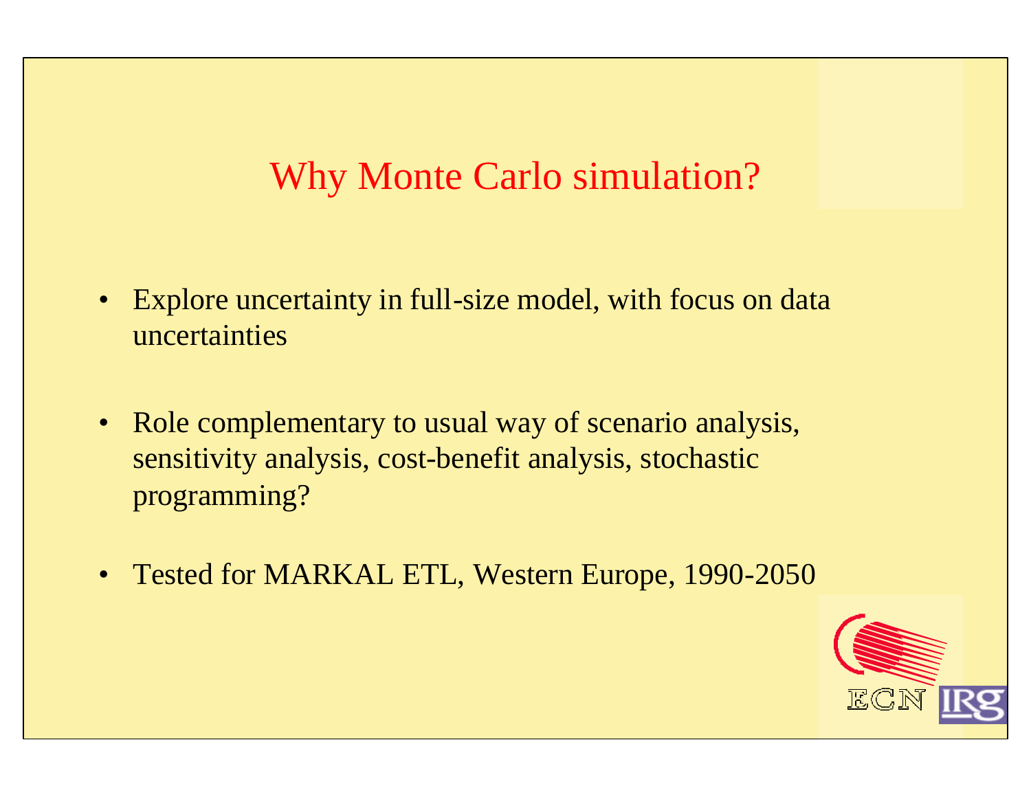# Why Monte Carlo simulation?

- Explore uncertainty in full-size model, with focus on data uncertainties
- Role complementary to usual way of scenario analysis, sensitivity analysis, cost-benefit analysis, stochastic programming?
- Tested for MARKAL ETL, Western Europe, 1990-2050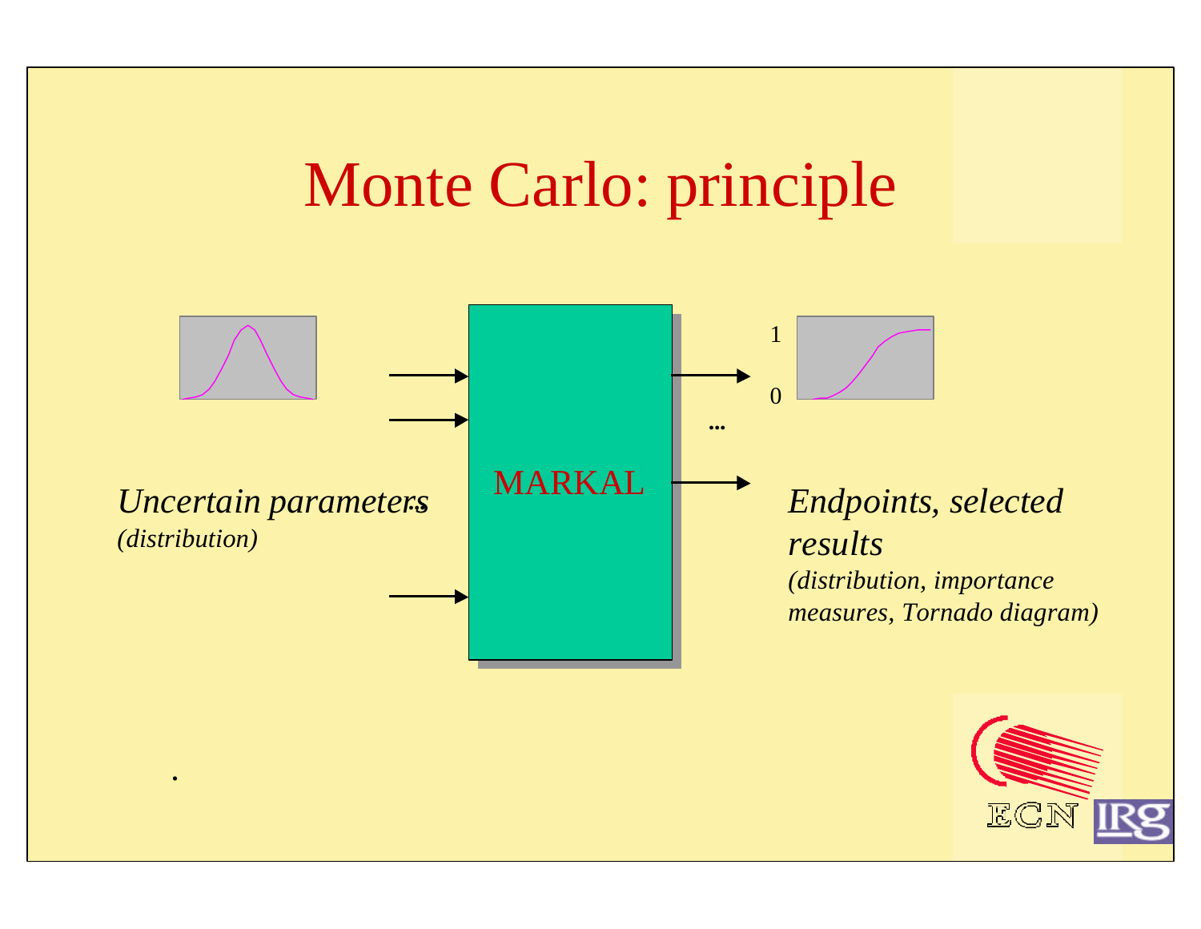# Monte Carlo: principle

*Uncertain parameters*
*(distribution)*

MARKAL

1

0

...

*Endpoints, selected results*
*(distribution, importance measures, Tornado diagram)*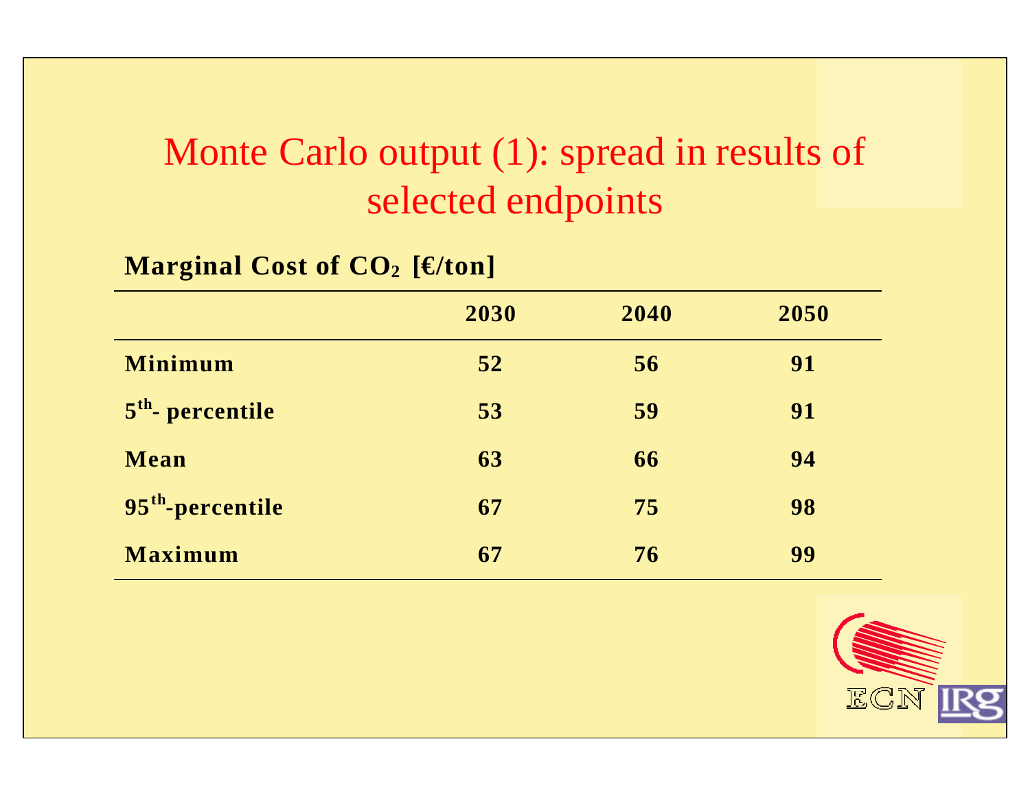# Monte Carlo output (1): spread in results of selected endpoints

**Marginal Cost of $CO_2$ [€/ton]**

| | 2030 | 2040 | 2050 |
|---|---|---|---|
| **Minimum** | **52** | **56** | **91** |
| **$5^{th}$- percentile** | **53** | **59** | **91** |
| **Mean** | **63** | **66** | **94** |
| **$95^{th}$-percentile** | **67** | **75** | **98** |
| **Maximum** | **67** | **76** | **99** |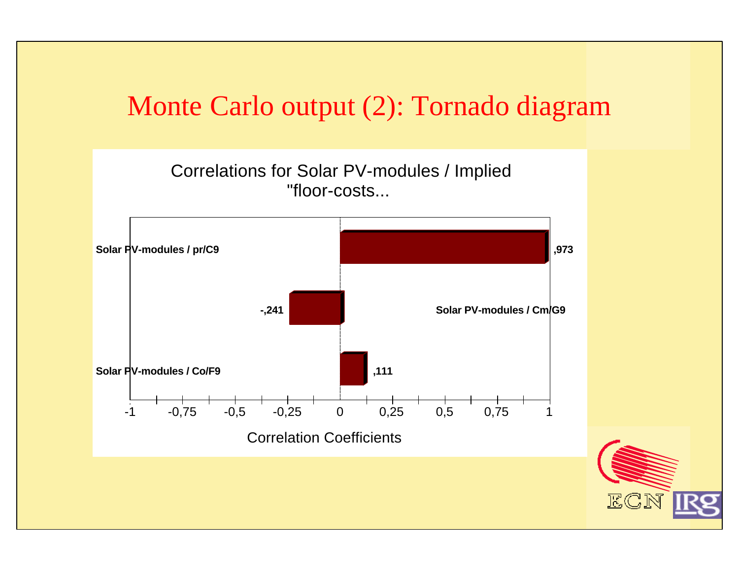# Monte Carlo output (2): Tornado diagram

Correlations for Solar PV-modules / Implied "floor-costs...

| Variable | Correlation Coefficient |
|---|---|
| Solar PV-modules / pr/C9 | ,973 |
| Solar PV-modules / Cm/G9 | -,241 |
| Solar PV-modules / Co/F9 | ,111 |

Correlation Coefficients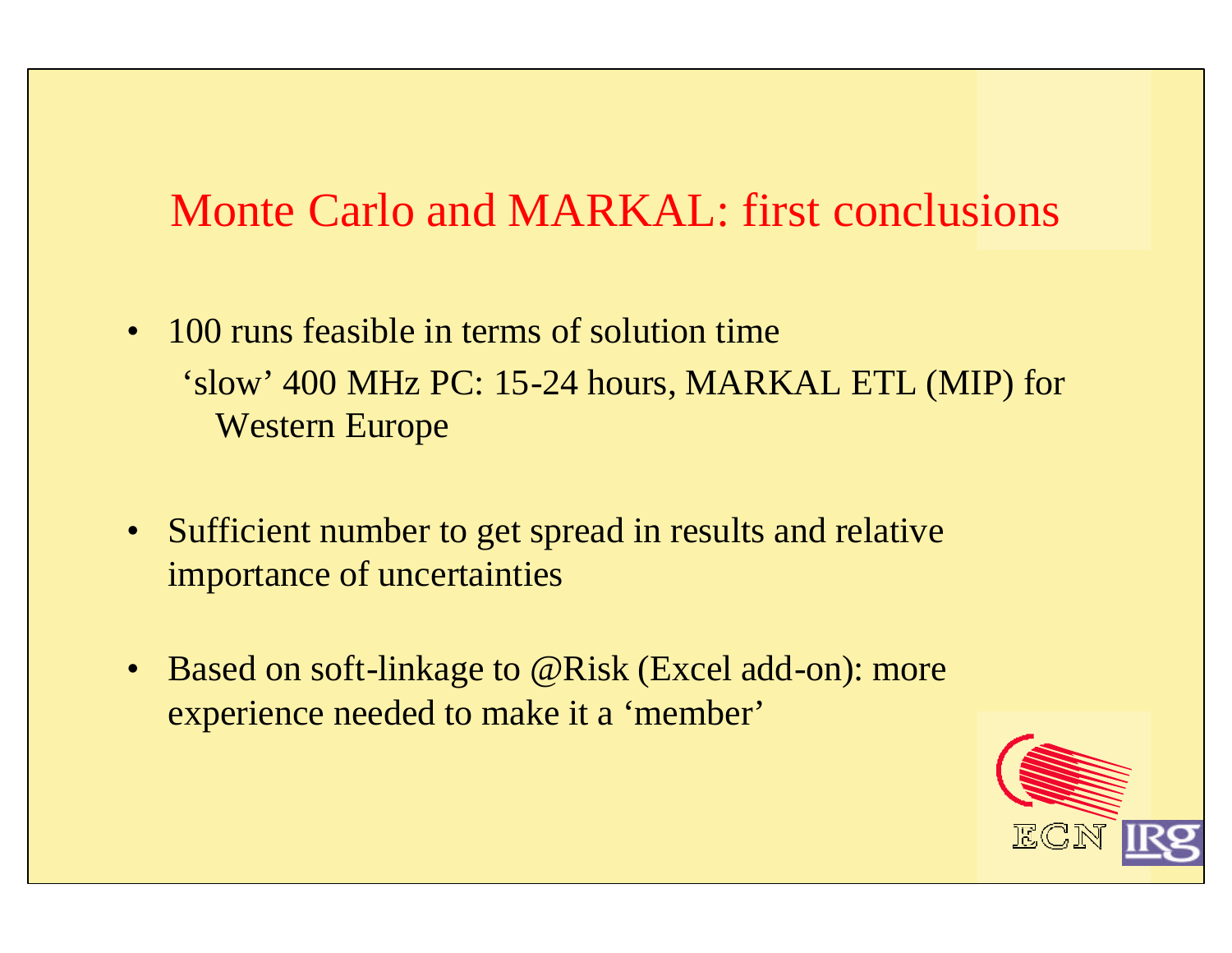# Monte Carlo and MARKAL: first conclusions

- 100 runs feasible in terms of solution time
  - ‘slow’ 400 MHz PC: 15-24 hours, MARKAL ETL (MIP) for Western Europe
- Sufficient number to get spread in results and relative importance of uncertainties
- Based on soft-linkage to @Risk (Excel add-on): more experience needed to make it a ‘member’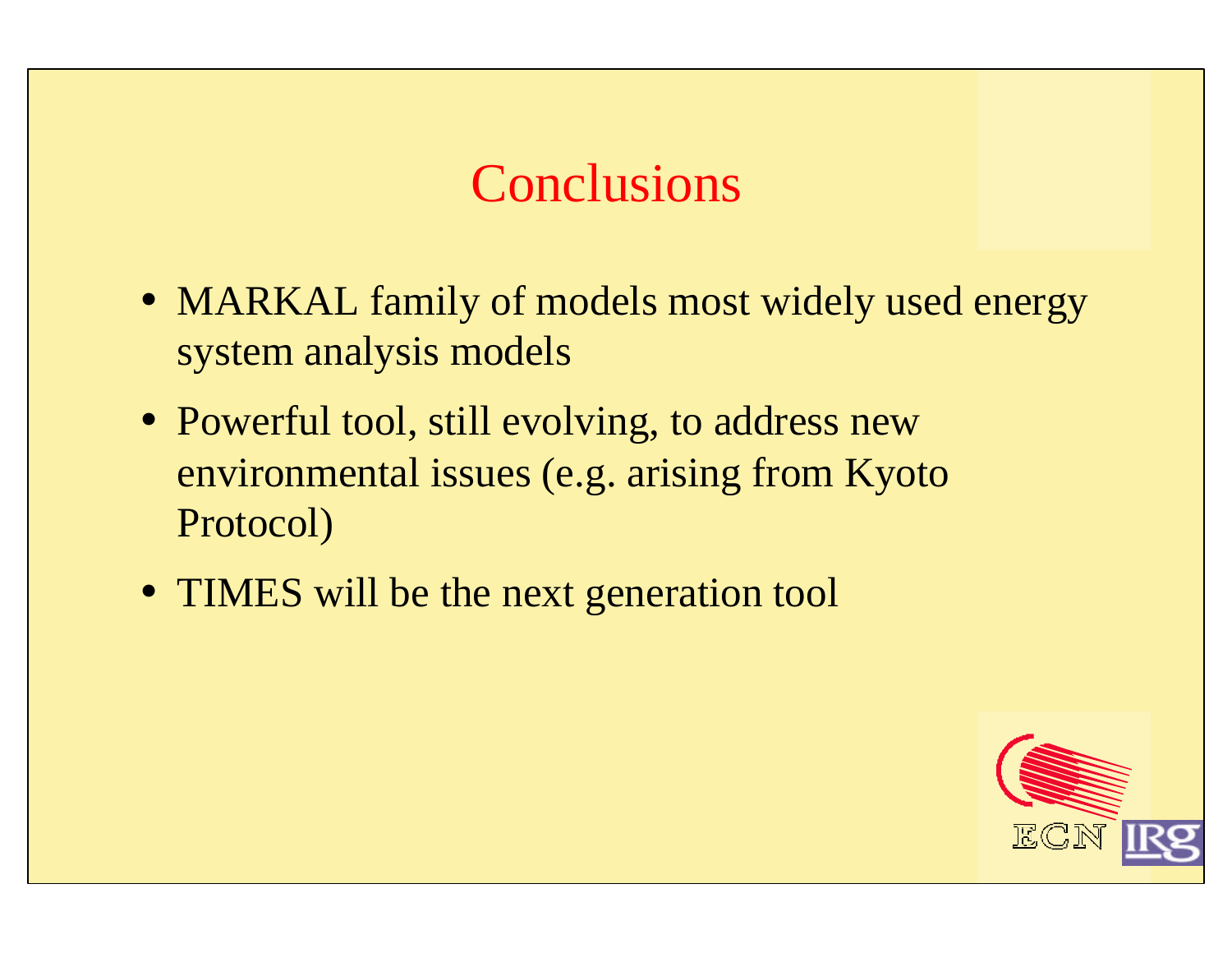# Conclusions

- MARKAL family of models most widely used energy system analysis models
- Powerful tool, still evolving, to address new environmental issues (e.g. arising from Kyoto Protocol)
- TIMES will be the next generation tool